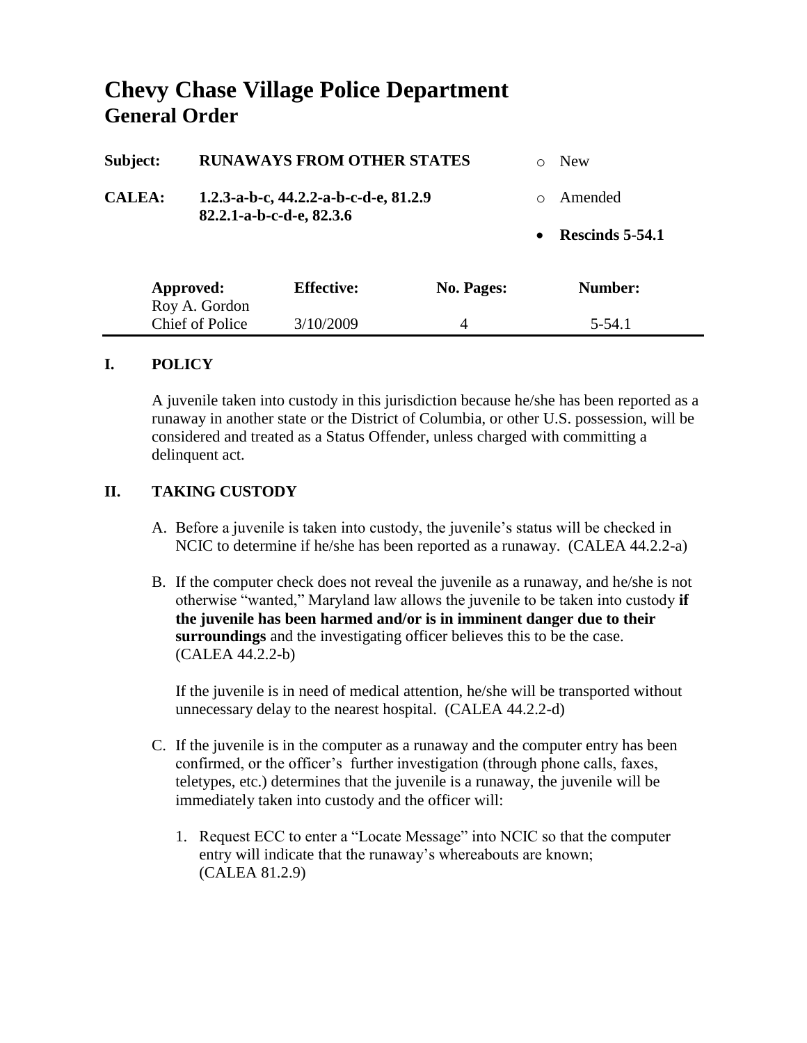# Chevy Chase Village Police Department
## General Order

| | | |
|---|---|---|
| **Subject:** | **RUNAWAYS FROM OTHER STATES** | ○ New |
| **CALEA:** | **1.2.3-a-b-c, 44.2.2-a-b-c-d-e, 81.2.9 82.2.1-a-b-c-d-e, 82.3.6** | ○ Amended |
| | | • **Rescinds 5-54.1** |

| **Approved:** | **Effective:** | **No. Pages:** | **Number:** |
|---|---|---|---|
| Roy A. Gordon Chief of Police | 3/10/2009 | 4 | 5-54.1 |

## I. POLICY

A juvenile taken into custody in this jurisdiction because he/she has been reported as a runaway in another state or the District of Columbia, or other U.S. possession, will be considered and treated as a Status Offender, unless charged with committing a delinquent act.

## II. TAKING CUSTODY

A. Before a juvenile is taken into custody, the juvenile's status will be checked in NCIC to determine if he/she has been reported as a runaway. (CALEA 44.2.2-a)

B. If the computer check does not reveal the juvenile as a runaway, and he/she is not otherwise "wanted," Maryland law allows the juvenile to be taken into custody **if the juvenile has been harmed and/or is in imminent danger due to their surroundings** and the investigating officer believes this to be the case. (CALEA 44.2.2-b)

   If the juvenile is in need of medical attention, he/she will be transported without unnecessary delay to the nearest hospital. (CALEA 44.2.2-d)

C. If the juvenile is in the computer as a runaway and the computer entry has been confirmed, or the officer's further investigation (through phone calls, faxes, teletypes, etc.) determines that the juvenile is a runaway, the juvenile will be immediately taken into custody and the officer will:

   1. Request ECC to enter a "Locate Message" into NCIC so that the computer entry will indicate that the runaway's whereabouts are known; (CALEA 81.2.9)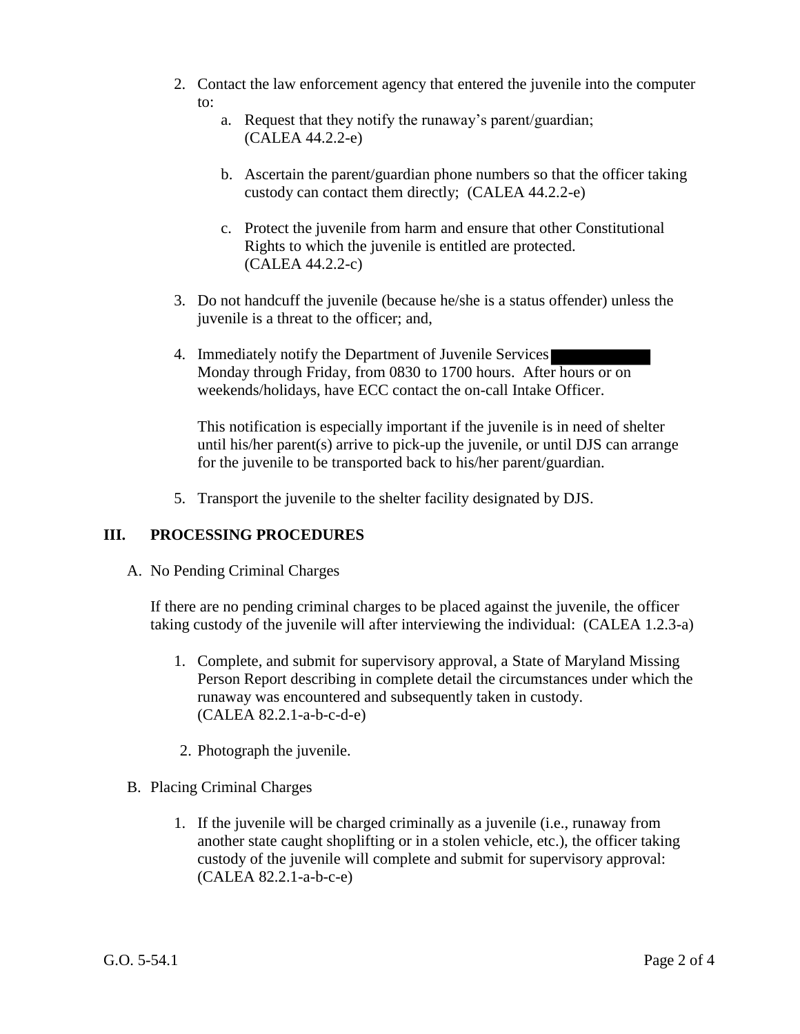2. Contact the law enforcement agency that entered the juvenile into the computer to:
    a. Request that they notify the runaway's parent/guardian; (CALEA 44.2.2-e)

    b. Ascertain the parent/guardian phone numbers so that the officer taking custody can contact them directly; (CALEA 44.2.2-e)

    c. Protect the juvenile from harm and ensure that other Constitutional Rights to which the juvenile is entitled are protected. (CALEA 44.2.2-c)

3. Do not handcuff the juvenile (because he/she is a status offender) unless the juvenile is a threat to the officer; and,

4. Immediately notify the Department of Juvenile Services Monday through Friday, from 0830 to 1700 hours. After hours or on weekends/holidays, have ECC contact the on-call Intake Officer.

    This notification is especially important if the juvenile is in need of shelter until his/her parent(s) arrive to pick-up the juvenile, or until DJS can arrange for the juvenile to be transported back to his/her parent/guardian.

5. Transport the juvenile to the shelter facility designated by DJS.

## III. PROCESSING PROCEDURES

A. No Pending Criminal Charges

If there are no pending criminal charges to be placed against the juvenile, the officer taking custody of the juvenile will after interviewing the individual: (CALEA 1.2.3-a)

1. Complete, and submit for supervisory approval, a State of Maryland Missing Person Report describing in complete detail the circumstances under which the runaway was encountered and subsequently taken in custody. (CALEA 82.2.1-a-b-c-d-e)

2. Photograph the juvenile.

B. Placing Criminal Charges

1. If the juvenile will be charged criminally as a juvenile (i.e., runaway from another state caught shoplifting or in a stolen vehicle, etc.), the officer taking custody of the juvenile will complete and submit for supervisory approval: (CALEA 82.2.1-a-b-c-e)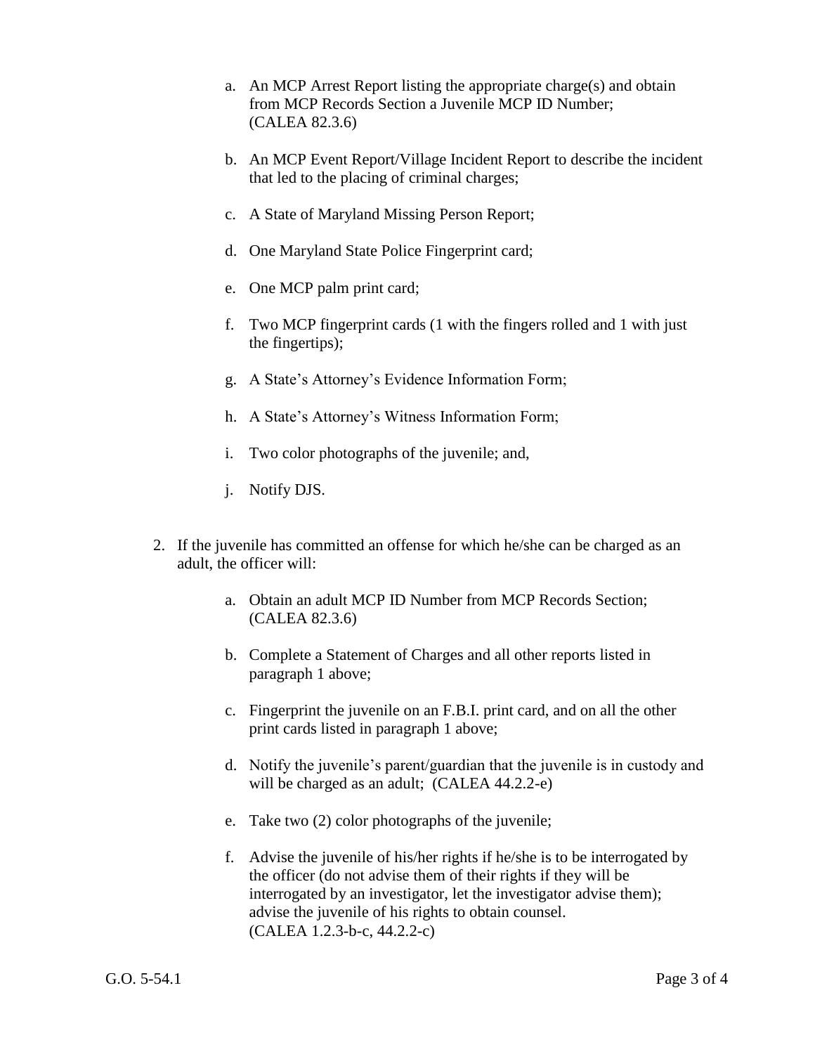a. An MCP Arrest Report listing the appropriate charge(s) and obtain from MCP Records Section a Juvenile MCP ID Number; (CALEA 82.3.6)

b. An MCP Event Report/Village Incident Report to describe the incident that led to the placing of criminal charges;

c. A State of Maryland Missing Person Report;

d. One Maryland State Police Fingerprint card;

e. One MCP palm print card;

f. Two MCP fingerprint cards (1 with the fingers rolled and 1 with just the fingertips);

g. A State's Attorney's Evidence Information Form;

h. A State's Attorney's Witness Information Form;

i. Two color photographs of the juvenile; and,

j. Notify DJS.

2. If the juvenile has committed an offense for which he/she can be charged as an adult, the officer will:

   a. Obtain an adult MCP ID Number from MCP Records Section; (CALEA 82.3.6)

   b. Complete a Statement of Charges and all other reports listed in paragraph 1 above;

   c. Fingerprint the juvenile on an F.B.I. print card, and on all the other print cards listed in paragraph 1 above;

   d. Notify the juvenile's parent/guardian that the juvenile is in custody and will be charged as an adult; (CALEA 44.2.2-e)

   e. Take two (2) color photographs of the juvenile;

   f. Advise the juvenile of his/her rights if he/she is to be interrogated by the officer (do not advise them of their rights if they will be interrogated by an investigator, let the investigator advise them); advise the juvenile of his rights to obtain counsel. (CALEA 1.2.3-b-c, 44.2.2-c)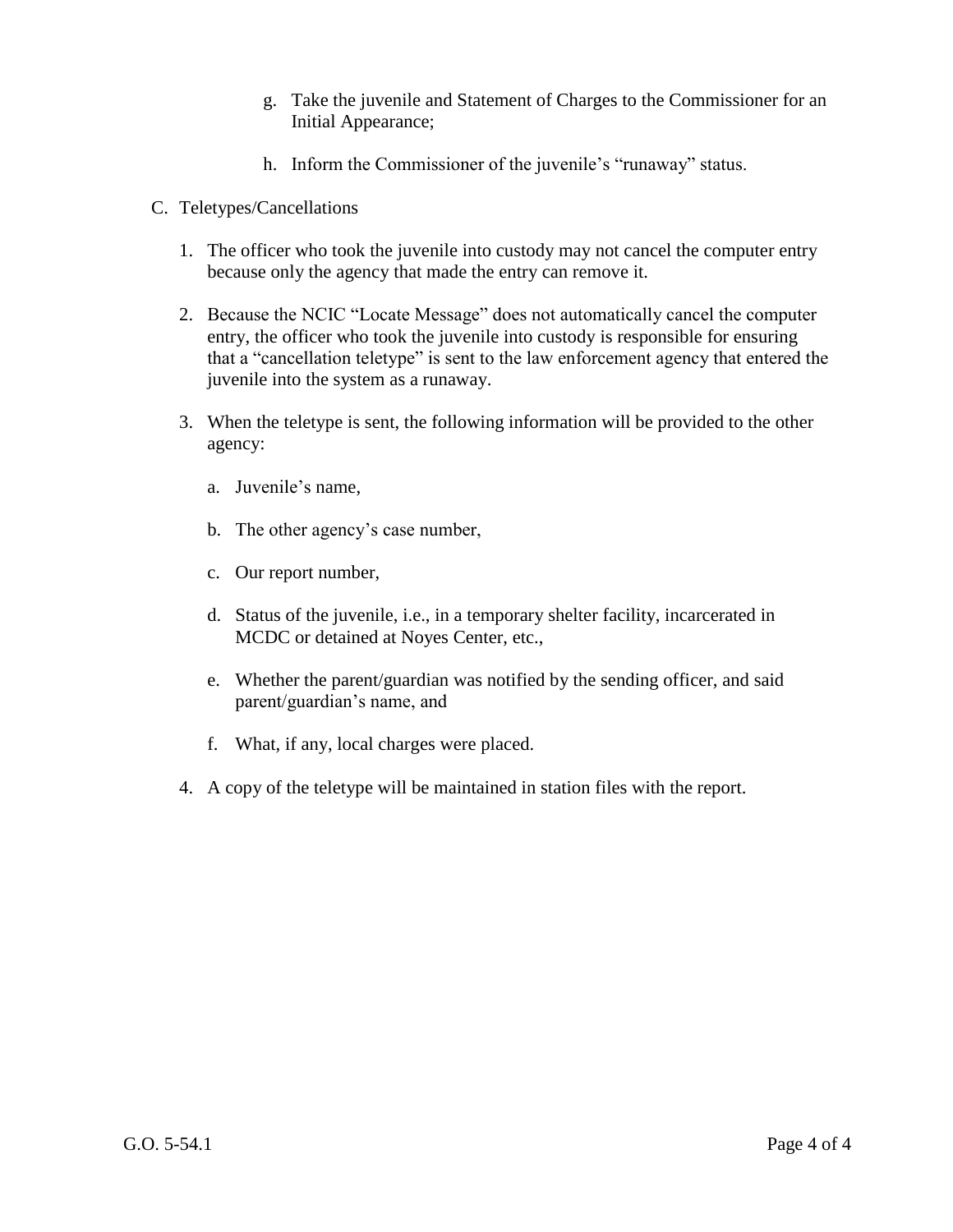g. Take the juvenile and Statement of Charges to the Commissioner for an Initial Appearance;

h. Inform the Commissioner of the juvenile's "runaway" status.

C. Teletypes/Cancellations

1. The officer who took the juvenile into custody may not cancel the computer entry because only the agency that made the entry can remove it.

2. Because the NCIC "Locate Message" does not automatically cancel the computer entry, the officer who took the juvenile into custody is responsible for ensuring that a "cancellation teletype" is sent to the law enforcement agency that entered the juvenile into the system as a runaway.

3. When the teletype is sent, the following information will be provided to the other agency:

   a. Juvenile's name,

   b. The other agency's case number,

   c. Our report number,

   d. Status of the juvenile, i.e., in a temporary shelter facility, incarcerated in MCDC or detained at Noyes Center, etc.,

   e. Whether the parent/guardian was notified by the sending officer, and said parent/guardian's name, and

   f. What, if any, local charges were placed.

4. A copy of the teletype will be maintained in station files with the report.